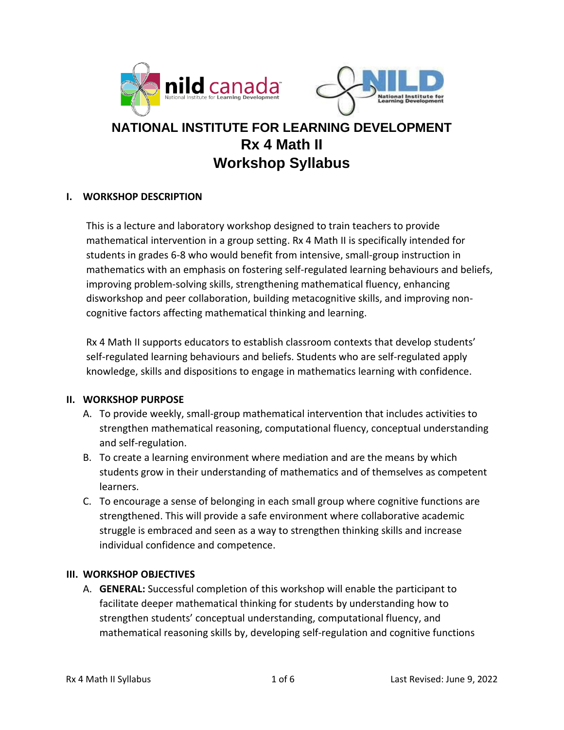# NATIONAL INSTITUTE FOR LEARNING DEVELOPMENT
# Rx 4 Math II
# Workshop Syllabus

## I. WORKSHOP DESCRIPTION

This is a lecture and laboratory workshop designed to train teachers to provide mathematical intervention in a group setting. Rx 4 Math II is specifically intended for students in grades 6-8 who would benefit from intensive, small-group instruction in mathematics with an emphasis on fostering self-regulated learning behaviours and beliefs, improving problem-solving skills, strengthening mathematical fluency, enhancing disworkshop and peer collaboration, building metacognitive skills, and improving non-cognitive factors affecting mathematical thinking and learning.

Rx 4 Math II supports educators to establish classroom contexts that develop students' self-regulated learning behaviours and beliefs. Students who are self-regulated apply knowledge, skills and dispositions to engage in mathematics learning with confidence.

## II. WORKSHOP PURPOSE

A. To provide weekly, small-group mathematical intervention that includes activities to strengthen mathematical reasoning, computational fluency, conceptual understanding and self-regulation.

B. To create a learning environment where mediation and are the means by which students grow in their understanding of mathematics and of themselves as competent learners.

C. To encourage a sense of belonging in each small group where cognitive functions are strengthened. This will provide a safe environment where collaborative academic struggle is embraced and seen as a way to strengthen thinking skills and increase individual confidence and competence.

## III. WORKSHOP OBJECTIVES

A. **GENERAL:** Successful completion of this workshop will enable the participant to facilitate deeper mathematical thinking for students by understanding how to strengthen students' conceptual understanding, computational fluency, and mathematical reasoning skills by, developing self-regulation and cognitive functions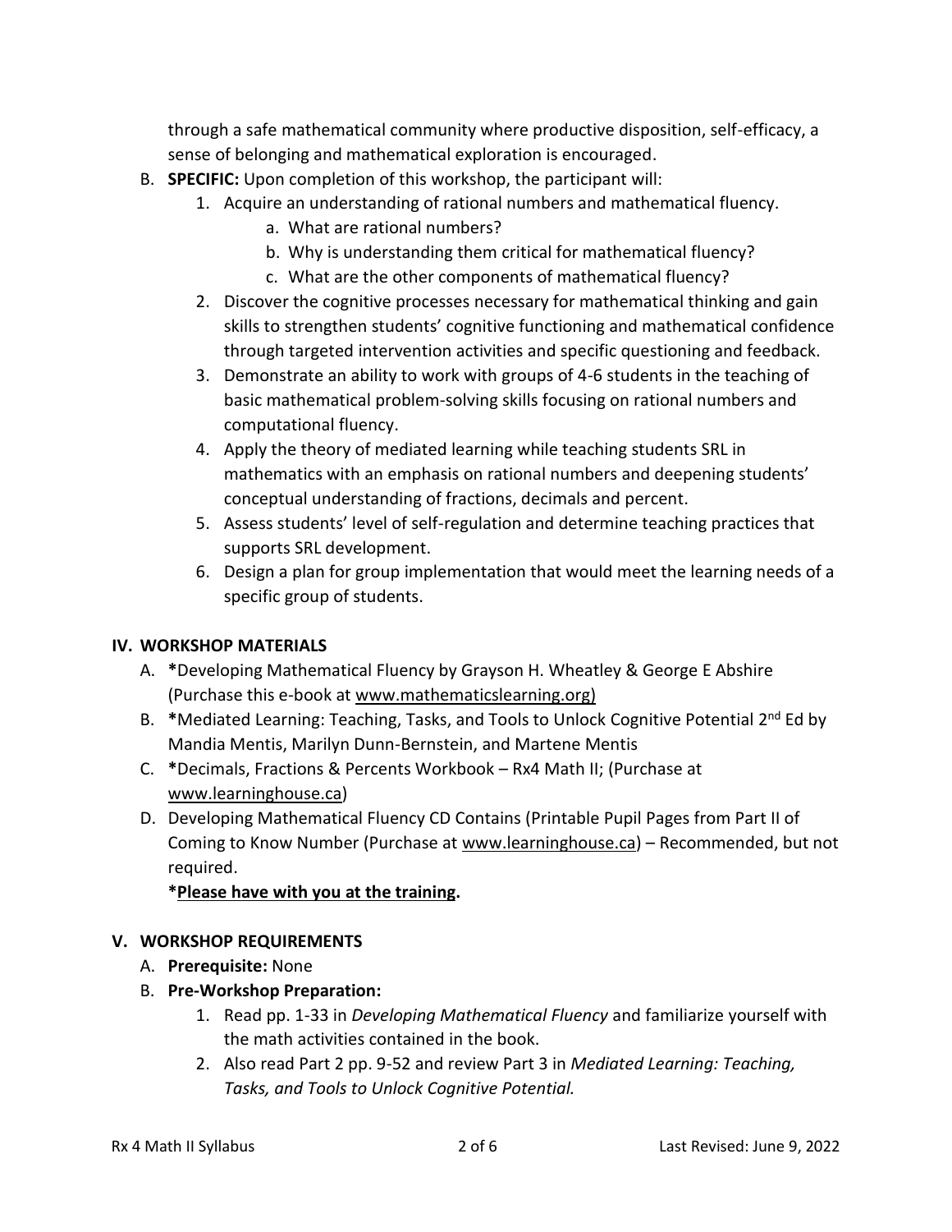through a safe mathematical community where productive disposition, self-efficacy, a sense of belonging and mathematical exploration is encouraged.

B. **SPECIFIC:** Upon completion of this workshop, the participant will:
   1. Acquire an understanding of rational numbers and mathematical fluency.
      a. What are rational numbers?
      b. Why is understanding them critical for mathematical fluency?
      c. What are the other components of mathematical fluency?
   2. Discover the cognitive processes necessary for mathematical thinking and gain skills to strengthen students' cognitive functioning and mathematical confidence through targeted intervention activities and specific questioning and feedback.
   3. Demonstrate an ability to work with groups of 4-6 students in the teaching of basic mathematical problem-solving skills focusing on rational numbers and computational fluency.
   4. Apply the theory of mediated learning while teaching students SRL in mathematics with an emphasis on rational numbers and deepening students' conceptual understanding of fractions, decimals and percent.
   5. Assess students' level of self-regulation and determine teaching practices that supports SRL development.
   6. Design a plan for group implementation that would meet the learning needs of a specific group of students.

## IV. WORKSHOP MATERIALS

A. **\***Developing Mathematical Fluency by Grayson H. Wheatley & George E Abshire (Purchase this e-book at www.mathematicslearning.org)

B. **\***Mediated Learning: Teaching, Tasks, and Tools to Unlock Cognitive Potential 2nd Ed by Mandia Mentis, Marilyn Dunn-Bernstein, and Martene Mentis

C. **\***Decimals, Fractions & Percents Workbook – Rx4 Math II; (Purchase at www.learninghouse.ca)

D. Developing Mathematical Fluency CD Contains (Printable Pupil Pages from Part II of Coming to Know Number (Purchase at www.learninghouse.ca) – Recommended, but not required.

**\*<u>Please have with you at the training</u>.**

## V. WORKSHOP REQUIREMENTS

A. **Prerequisite:** None

B. **Pre-Workshop Preparation:**
   1. Read pp. 1-33 in *Developing Mathematical Fluency* and familiarize yourself with the math activities contained in the book.
   2. Also read Part 2 pp. 9-52 and review Part 3 in *Mediated Learning: Teaching, Tasks, and Tools to Unlock Cognitive Potential.*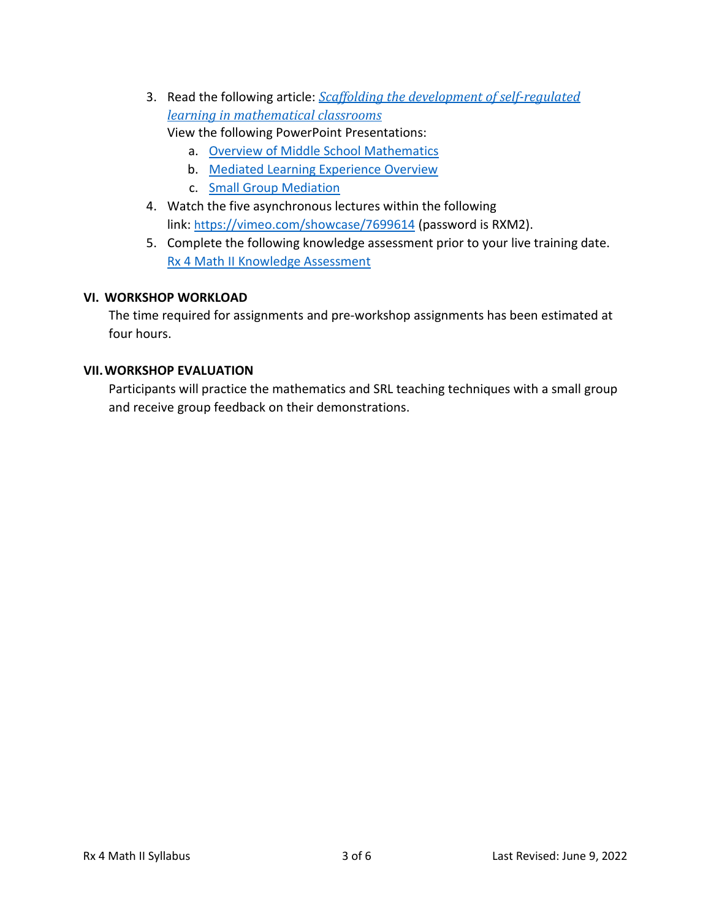3. Read the following article: *Scaffolding the development of self-regulated learning in mathematical classrooms*

   View the following PowerPoint Presentations:

   a. Overview of Middle School Mathematics
   b. Mediated Learning Experience Overview
   c. Small Group Mediation

4. Watch the five asynchronous lectures within the following link: https://vimeo.com/showcase/7699614 (password is RXM2).
5. Complete the following knowledge assessment prior to your live training date. Rx 4 Math II Knowledge Assessment

## VI. WORKSHOP WORKLOAD

The time required for assignments and pre-workshop assignments has been estimated at four hours.

## VII. WORKSHOP EVALUATION

Participants will practice the mathematics and SRL teaching techniques with a small group and receive group feedback on their demonstrations.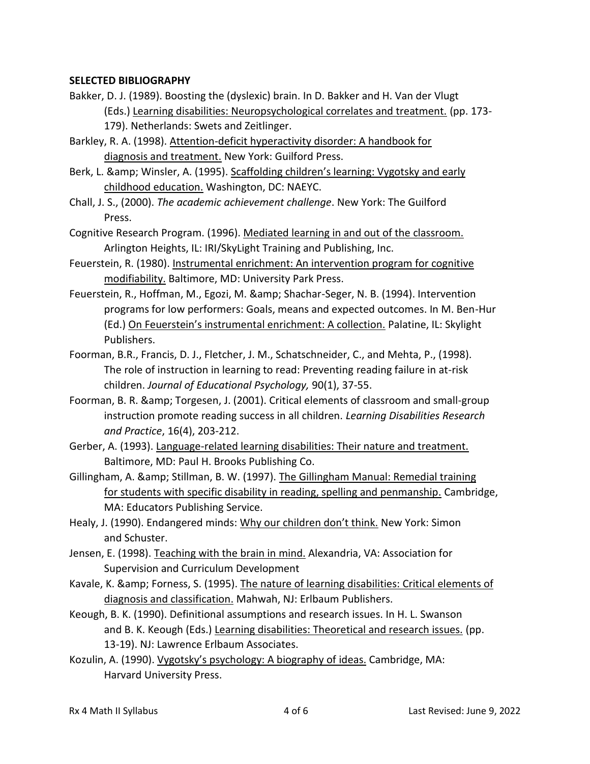**SELECTED BIBLIOGRAPHY**

Bakker, D. J. (1989). Boosting the (dyslexic) brain. In D. Bakker and H. Van der Vlugt (Eds.) Learning disabilities: Neuropsychological correlates and treatment. (pp. 173-179). Netherlands: Swets and Zeitlinger.

Barkley, R. A. (1998). Attention-deficit hyperactivity disorder: A handbook for diagnosis and treatment. New York: Guilford Press.

Berk, L. &amp; Winsler, A. (1995). Scaffolding children's learning: Vygotsky and early childhood education. Washington, DC: NAEYC.

Chall, J. S., (2000). *The academic achievement challenge*. New York: The Guilford Press.

Cognitive Research Program. (1996). Mediated learning in and out of the classroom. Arlington Heights, IL: IRI/SkyLight Training and Publishing, Inc.

Feuerstein, R. (1980). Instrumental enrichment: An intervention program for cognitive modifiability. Baltimore, MD: University Park Press.

Feuerstein, R., Hoffman, M., Egozi, M. &amp; Shachar-Seger, N. B. (1994). Intervention programs for low performers: Goals, means and expected outcomes. In M. Ben-Hur (Ed.) On Feuerstein's instrumental enrichment: A collection. Palatine, IL: Skylight Publishers.

Foorman, B.R., Francis, D. J., Fletcher, J. M., Schatschneider, C., and Mehta, P., (1998). The role of instruction in learning to read: Preventing reading failure in at-risk children. *Journal of Educational Psychology,* 90(1), 37-55.

Foorman, B. R. &amp; Torgesen, J. (2001). Critical elements of classroom and small-group instruction promote reading success in all children. *Learning Disabilities Research and Practice*, 16(4), 203-212.

Gerber, A. (1993). Language-related learning disabilities: Their nature and treatment. Baltimore, MD: Paul H. Brooks Publishing Co.

Gillingham, A. &amp; Stillman, B. W. (1997). The Gillingham Manual: Remedial training for students with specific disability in reading, spelling and penmanship. Cambridge, MA: Educators Publishing Service.

Healy, J. (1990). Endangered minds: Why our children don't think. New York: Simon and Schuster.

Jensen, E. (1998). Teaching with the brain in mind. Alexandria, VA: Association for Supervision and Curriculum Development

Kavale, K. &amp; Forness, S. (1995). The nature of learning disabilities: Critical elements of diagnosis and classification. Mahwah, NJ: Erlbaum Publishers.

Keough, B. K. (1990). Definitional assumptions and research issues. In H. L. Swanson and B. K. Keough (Eds.) Learning disabilities: Theoretical and research issues. (pp. 13-19). NJ: Lawrence Erlbaum Associates.

Kozulin, A. (1990). Vygotsky's psychology: A biography of ideas. Cambridge, MA: Harvard University Press.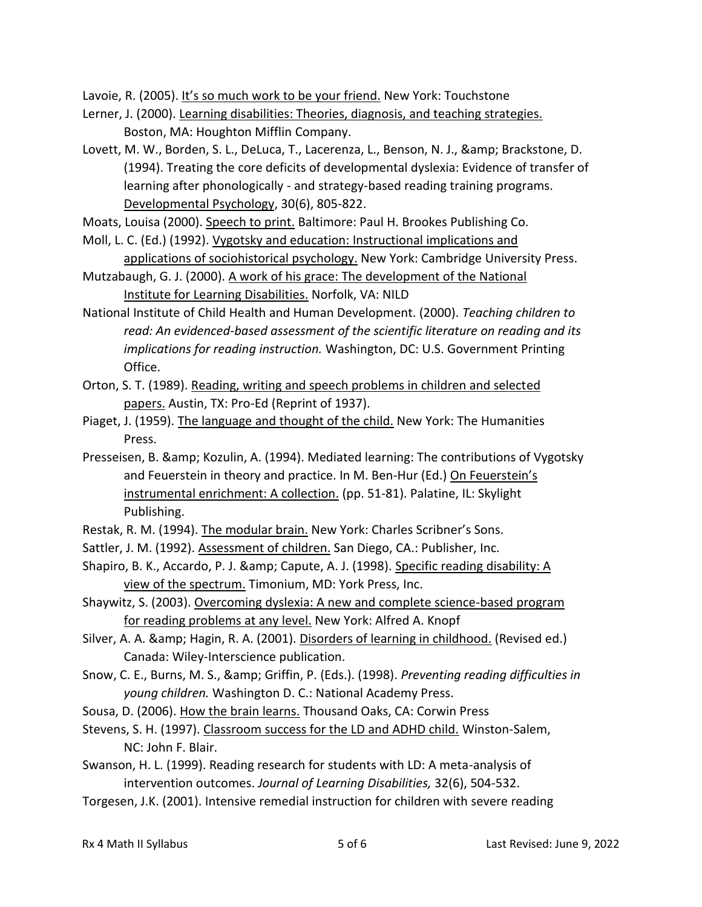Lavoie, R. (2005). <u>It's so much work to be your friend.</u> New York: Touchstone

Lerner, J. (2000). <u>Learning disabilities: Theories, diagnosis, and teaching strategies.</u> Boston, MA: Houghton Mifflin Company.

Lovett, M. W., Borden, S. L., DeLuca, T., Lacerenza, L., Benson, N. J., &amp; Brackstone, D. (1994). Treating the core deficits of developmental dyslexia: Evidence of transfer of learning after phonologically - and strategy-based reading training programs. <u>Developmental Psychology</u>, 30(6), 805-822.

Moats, Louisa (2000). <u>Speech to print.</u> Baltimore: Paul H. Brookes Publishing Co.

Moll, L. C. (Ed.) (1992). <u>Vygotsky and education: Instructional implications and applications of sociohistorical psychology.</u> New York: Cambridge University Press.

Mutzabaugh, G. J. (2000). <u>A work of his grace: The development of the National Institute for Learning Disabilities.</u> Norfolk, VA: NILD

National Institute of Child Health and Human Development. (2000). *Teaching children to read: An evidenced-based assessment of the scientific literature on reading and its implications for reading instruction.* Washington, DC: U.S. Government Printing Office.

Orton, S. T. (1989). <u>Reading, writing and speech problems in children and selected papers.</u> Austin, TX: Pro-Ed (Reprint of 1937).

Piaget, J. (1959). <u>The language and thought of the child.</u> New York: The Humanities Press.

Presseisen, B. &amp; Kozulin, A. (1994). Mediated learning: The contributions of Vygotsky and Feuerstein in theory and practice. In M. Ben-Hur (Ed.) <u>On Feuerstein's instrumental enrichment: A collection.</u> (pp. 51-81). Palatine, IL: Skylight Publishing.

Restak, R. M. (1994). <u>The modular brain.</u> New York: Charles Scribner's Sons.

Sattler, J. M. (1992). <u>Assessment of children.</u> San Diego, CA.: Publisher, Inc.

Shapiro, B. K., Accardo, P. J. &amp; Capute, A. J. (1998). <u>Specific reading disability: A view of the spectrum.</u> Timonium, MD: York Press, Inc.

Shaywitz, S. (2003). <u>Overcoming dyslexia: A new and complete science-based program for reading problems at any level.</u> New York: Alfred A. Knopf

Silver, A. A. &amp; Hagin, R. A. (2001). <u>Disorders of learning in childhood.</u> (Revised ed.) Canada: Wiley-Interscience publication.

Snow, C. E., Burns, M. S., &amp; Griffin, P. (Eds.). (1998). *Preventing reading difficulties in young children.* Washington D. C.: National Academy Press.

Sousa, D. (2006). <u>How the brain learns.</u> Thousand Oaks, CA: Corwin Press

Stevens, S. H. (1997). <u>Classroom success for the LD and ADHD child.</u> Winston-Salem, NC: John F. Blair.

Swanson, H. L. (1999). Reading research for students with LD: A meta-analysis of intervention outcomes. *Journal of Learning Disabilities,* 32(6), 504-532.

Torgesen, J.K. (2001). Intensive remedial instruction for children with severe reading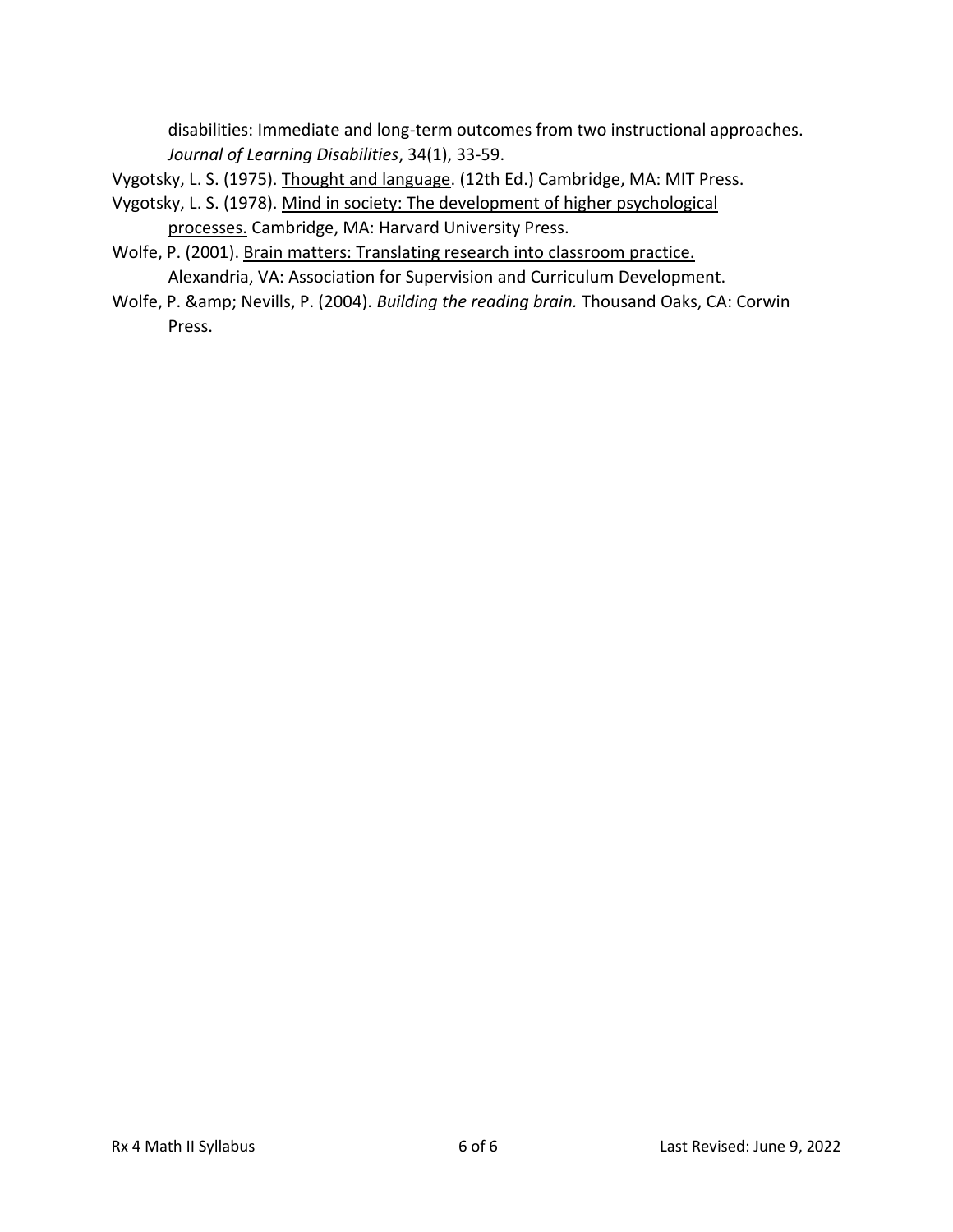disabilities: Immediate and long-term outcomes from two instructional approaches. *Journal of Learning Disabilities*, 34(1), 33-59.

Vygotsky, L. S. (1975). Thought and language. (12th Ed.) Cambridge, MA: MIT Press.

Vygotsky, L. S. (1978). Mind in society: The development of higher psychological processes. Cambridge, MA: Harvard University Press.

Wolfe, P. (2001). Brain matters: Translating research into classroom practice. Alexandria, VA: Association for Supervision and Curriculum Development.

Wolfe, P. &amp; Nevills, P. (2004). *Building the reading brain.* Thousand Oaks, CA: Corwin Press.